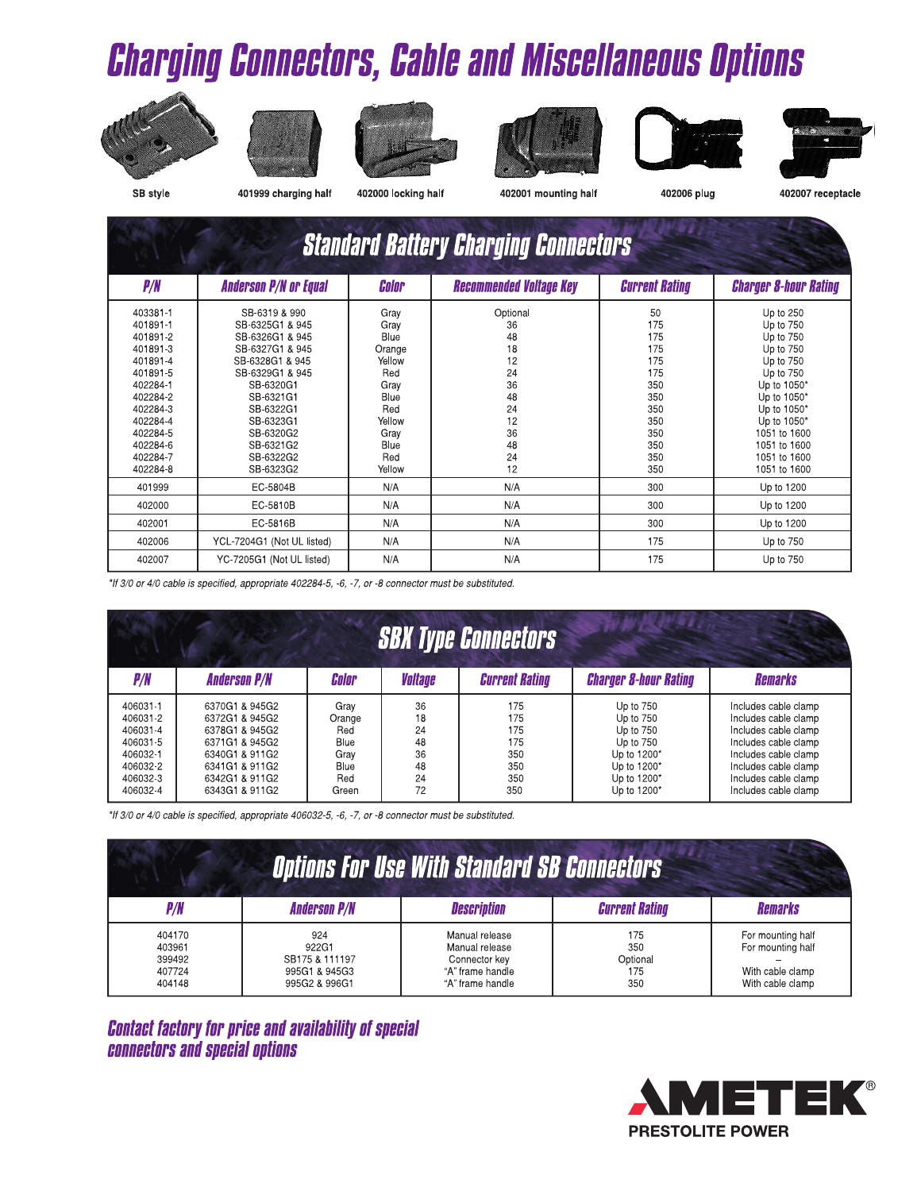# Charging Connectors, Cable and Miscellaneous Options

SB style | 401999 charging half | 402000 locking half | 402001 mounting half | 402006 plug | 402007 receptacle

## Standard Battery Charging Connectors

| P/N | Anderson P/N or Equal | Color | Recommended Voltage Key | Current Rating | Charger 8-hour Rating |
|---|---|---|---|---|---|
| 403381-1 | SB-6319 & 990 | Gray | Optional | 50 | Up to 250 |
| 401891-1 | SB-6325G1 & 945 | Gray | 36 | 175 | Up to 750 |
| 401891-2 | SB-6326G1 & 945 | Blue | 48 | 175 | Up to 750 |
| 401891-3 | SB-6327G1 & 945 | Orange | 18 | 175 | Up to 750 |
| 401891-4 | SB-6328G1 & 945 | Yellow | 12 | 175 | Up to 750 |
| 401891-5 | SB-6329G1 & 945 | Red | 24 | 175 | Up to 750 |
| 402284-1 | SB-6320G1 | Gray | 36 | 350 | Up to 1050* |
| 402284-2 | SB-6321G1 | Blue | 48 | 350 | Up to 1050* |
| 402284-3 | SB-6322G1 | Red | 24 | 350 | Up to 1050* |
| 402284-4 | SB-6323G1 | Yellow | 12 | 350 | Up to 1050* |
| 402284-5 | SB-6320G2 | Gray | 36 | 350 | 1051 to 1600 |
| 402284-6 | SB-6321G2 | Blue | 48 | 350 | 1051 to 1600 |
| 402284-7 | SB-6322G2 | Red | 24 | 350 | 1051 to 1600 |
| 402284-8 | SB-6323G2 | Yellow | 12 | 350 | 1051 to 1600 |
| 401999 | EC-5804B | N/A | N/A | 300 | Up to 1200 |
| 402000 | EC-5810B | N/A | N/A | 300 | Up to 1200 |
| 402001 | EC-5816B | N/A | N/A | 300 | Up to 1200 |
| 402006 | YCL-7204G1 (Not UL listed) | N/A | N/A | 175 | Up to 750 |
| 402007 | YC-7205G1 (Not UL listed) | N/A | N/A | 175 | Up to 750 |

*\*If 3/0 or 4/0 cable is specified, appropriate 402284-5, -6, -7, or -8 connector must be substituted.*

## SBX Type Connectors

| P/N | Anderson P/N | Color | Voltage | Current Rating | Charger 8-hour Rating | Remarks |
|---|---|---|---|---|---|---|
| 406031-1 | 6370G1 & 945G2 | Gray | 36 | 175 | Up to 750 | Includes cable clamp |
| 406031-2 | 6372G1 & 945G2 | Orange | 18 | 175 | Up to 750 | Includes cable clamp |
| 406031-4 | 6378G1 & 945G2 | Red | 24 | 175 | Up to 750 | Includes cable clamp |
| 406031-5 | 6371G1 & 945G2 | Blue | 48 | 175 | Up to 750 | Includes cable clamp |
| 406032-1 | 6340G1 & 911G2 | Gray | 36 | 350 | Up to 1200* | Includes cable clamp |
| 406032-2 | 6341G1 & 911G2 | Blue | 48 | 350 | Up to 1200* | Includes cable clamp |
| 406032-3 | 6342G1 & 911G2 | Red | 24 | 350 | Up to 1200* | Includes cable clamp |
| 406032-4 | 6343G1 & 911G2 | Green | 72 | 350 | Up to 1200* | Includes cable clamp |

*\*If 3/0 or 4/0 cable is specified, appropriate 406032-5, -6, -7, or -8 connector must be substituted.*

## Options For Use With Standard SB Connectors

| P/N | Anderson P/N | Description | Current Rating | Remarks |
|---|---|---|---|---|
| 404170 | 924 | Manual release | 175 | For mounting half |
| 403961 | 922G1 | Manual release | 350 | For mounting half |
| 399492 | SB175 & 111197 | Connector key | Optional | – |
| 407724 | 995G1 & 945G3 | "A" frame handle | 175 | With cable clamp |
| 404148 | 995G2 & 996G1 | "A" frame handle | 350 | With cable clamp |

***Contact factory for price and availability of special connectors and special options***

**AMETEK®**
PRESTOLITE POWER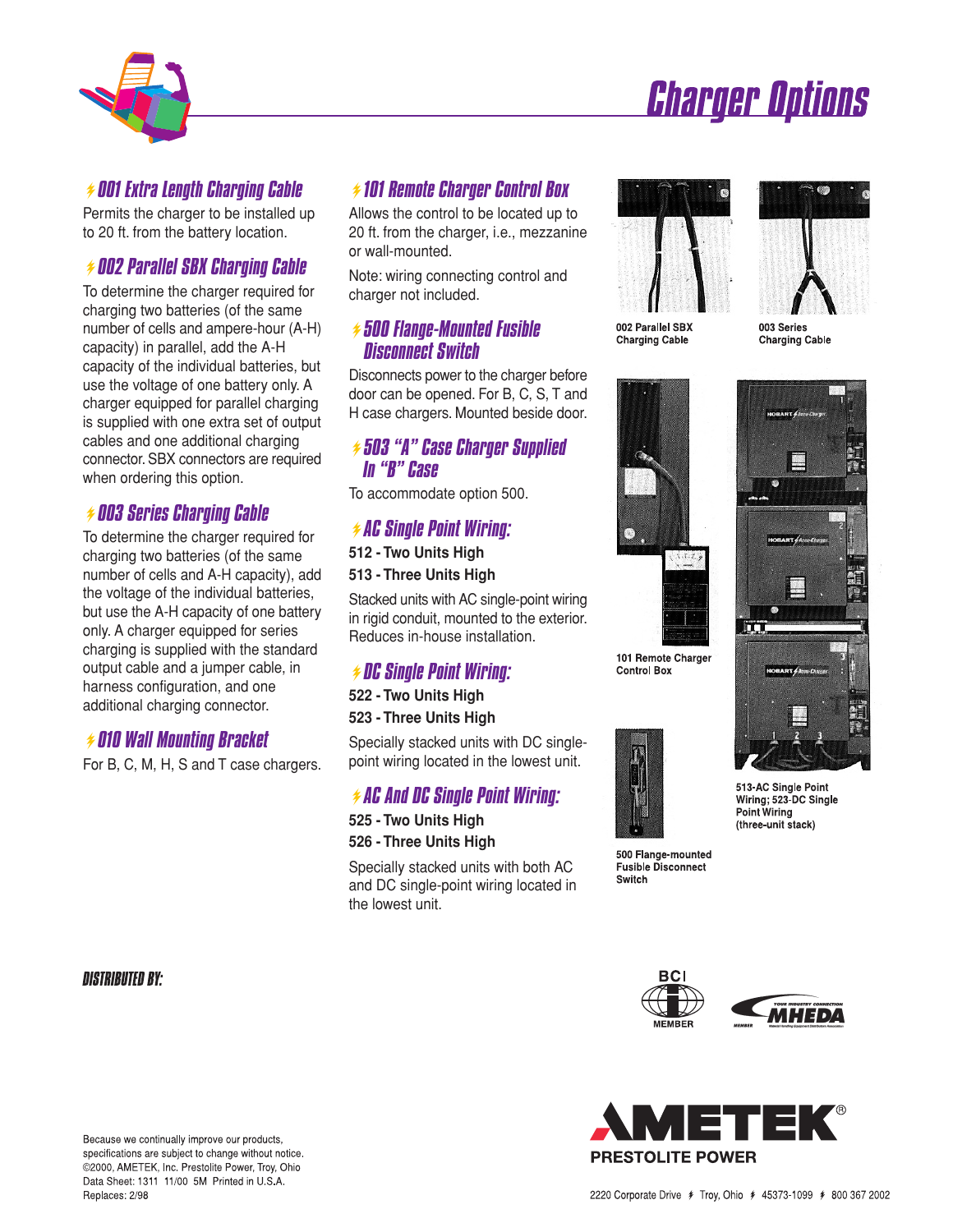# Charger Options

### 001 Extra Length Charging Cable

Permits the charger to be installed up to 20 ft. from the battery location.

### 002 Parallel SBX Charging Cable

To determine the charger required for charging two batteries (of the same number of cells and ampere-hour (A-H) capacity) in parallel, add the A-H capacity of the individual batteries, but use the voltage of one battery only. A charger equipped for parallel charging is supplied with one extra set of output cables and one additional charging connector. SBX connectors are required when ordering this option.

### 003 Series Charging Cable

To determine the charger required for charging two batteries (of the same number of cells and A-H capacity), add the voltage of the individual batteries, but use the A-H capacity of one battery only. A charger equipped for series charging is supplied with the standard output cable and a jumper cable, in harness configuration, and one additional charging connector.

### 010 Wall Mounting Bracket

For B, C, M, H, S and T case chargers.

### 101 Remote Charger Control Box

Allows the control to be located up to 20 ft. from the charger, i.e., mezzanine or wall-mounted.

Note: wiring connecting control and charger not included.

### 500 Flange-Mounted Fusible Disconnect Switch

Disconnects power to the charger before door can be opened. For B, C, S, T and H case chargers. Mounted beside door.

### 503 "A" Case Charger Supplied In "B" Case

To accommodate option 500.

### AC Single Point Wiring:

**512 - Two Units High**

**513 - Three Units High**

Stacked units with AC single-point wiring in rigid conduit, mounted to the exterior. Reduces in-house installation.

### DC Single Point Wiring:

**522 - Two Units High**

**523 - Three Units High**

Specially stacked units with DC single-point wiring located in the lowest unit.

### AC And DC Single Point Wiring:

**525 - Two Units High**

**526 - Three Units High**

Specially stacked units with both AC and DC single-point wiring located in the lowest unit.

002 Parallel SBX Charging Cable

003 Series Charging Cable

101 Remote Charger Control Box

513-AC Single Point Wiring; 523-DC Single Point Wiring (three-unit stack)

500 Flange-mounted Fusible Disconnect Switch

DISTRIBUTED BY:

BCI MEMBER

MHEDA MEMBER

AMETEK® PRESTOLITE POWER

Because we continually improve our products, specifications are subject to change without notice.
©2000, AMETEK, Inc. Prestolite Power, Troy, Ohio
Data Sheet: 1311 11/00 5M Printed in U.S.A.
Replaces: 2/98

2220 Corporate Drive • Troy, Ohio • 45373-1099 • 800 367 2002